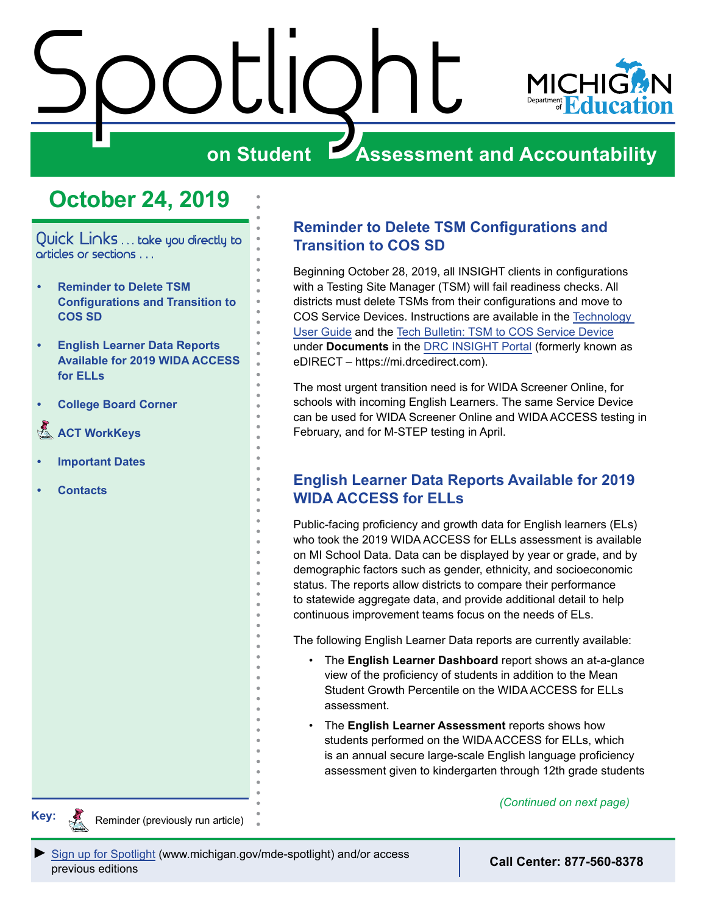# Spotlight on Student Assessment and Accountability

MICHIGAN Department of Education

## October 24, 2019

Quick Links . . . take you directly to articles or sections . . .

- Reminder to Delete TSM Configurations and Transition to COS SD
- English Learner Data Reports Available for 2019 WIDA ACCESS for ELLs
- College Board Corner
- ACT WorkKeys
- Important Dates
- Contacts

**Key:** Reminder (previously run article)

## Reminder to Delete TSM Configurations and Transition to COS SD

Beginning October 28, 2019, all INSIGHT clients in configurations with a Testing Site Manager (TSM) will fail readiness checks. All districts must delete TSMs from their configurations and move to COS Service Devices. Instructions are available in the Technology User Guide and the Tech Bulletin: TSM to COS Service Device under **Documents** in the DRC INSIGHT Portal (formerly known as eDIRECT – https://mi.drcedirect.com).

The most urgent transition need is for WIDA Screener Online, for schools with incoming English Learners. The same Service Device can be used for WIDA Screener Online and WIDA ACCESS testing in February, and for M-STEP testing in April.

## English Learner Data Reports Available for 2019 WIDA ACCESS for ELLs

Public-facing proficiency and growth data for English learners (ELs) who took the 2019 WIDA ACCESS for ELLs assessment is available on MI School Data. Data can be displayed by year or grade, and by demographic factors such as gender, ethnicity, and socioeconomic status. The reports allow districts to compare their performance to statewide aggregate data, and provide additional detail to help continuous improvement teams focus on the needs of ELs.

The following English Learner Data reports are currently available:

- The **English Learner Dashboard** report shows an at-a-glance view of the proficiency of students in addition to the Mean Student Growth Percentile on the WIDA ACCESS for ELLs assessment.
- The **English Learner Assessment** reports shows how students performed on the WIDA ACCESS for ELLs, which is an annual secure large-scale English language proficiency assessment given to kindergarten through 12th grade students

*(Continued on next page)*

► Sign up for Spotlight (www.michigan.gov/mde-spotlight) and/or access previous editions

**Call Center: 877-560-8378**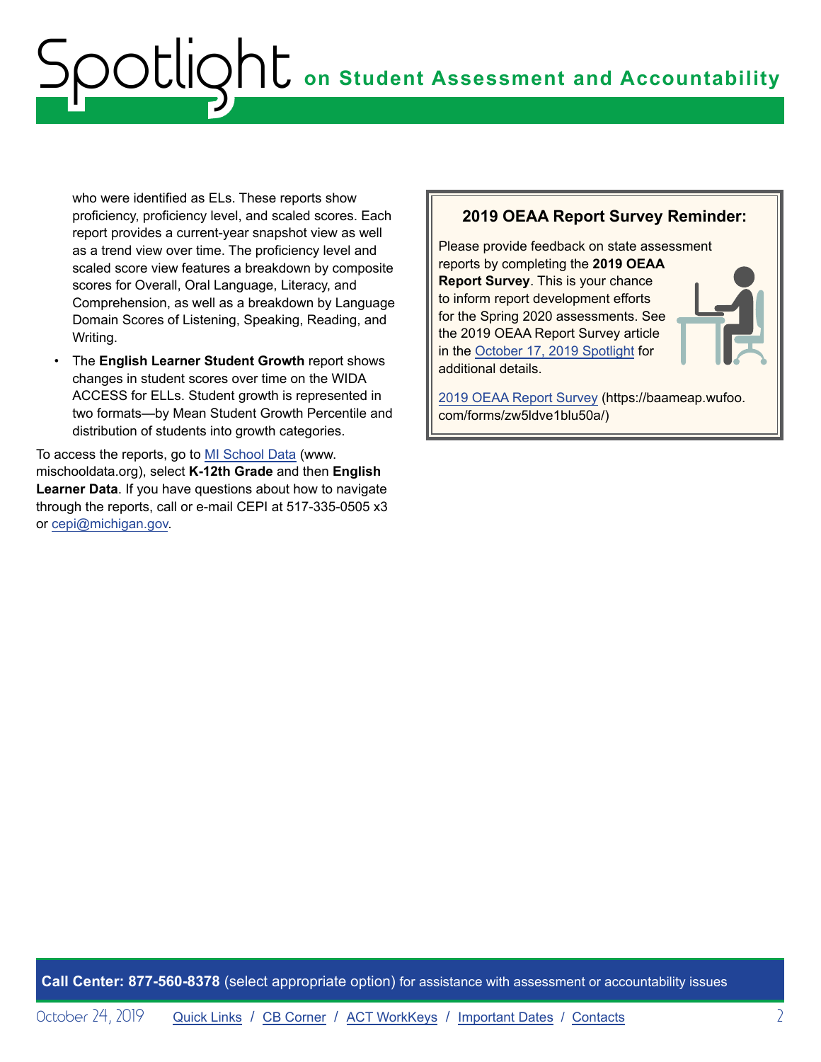who were identified as ELs. These reports show proficiency, proficiency level, and scaled scores. Each report provides a current-year snapshot view as well as a trend view over time. The proficiency level and scaled score view features a breakdown by composite scores for Overall, Oral Language, Literacy, and Comprehension, as well as a breakdown by Language Domain Scores of Listening, Speaking, Reading, and Writing.

- The **English Learner Student Growth** report shows changes in student scores over time on the WIDA ACCESS for ELLs. Student growth is represented in two formats—by Mean Student Growth Percentile and distribution of students into growth categories.

To access the reports, go to MI School Data (www.mischooldata.org), select **K-12th Grade** and then **English Learner Data**. If you have questions about how to navigate through the reports, call or e-mail CEPI at 517-335-0505 x3 or cepi@michigan.gov.

### 2019 OEAA Report Survey Reminder:

Please provide feedback on state assessment reports by completing the **2019 OEAA Report Survey**. This is your chance to inform report development efforts for the Spring 2020 assessments. See the 2019 OEAA Report Survey article in the October 17, 2019 Spotlight for additional details.

2019 OEAA Report Survey (https://baameap.wufoo.com/forms/zw5ldve1blu50a/)

**Call Center: 877-560-8378** (select appropriate option) for assistance with assessment or accountability issues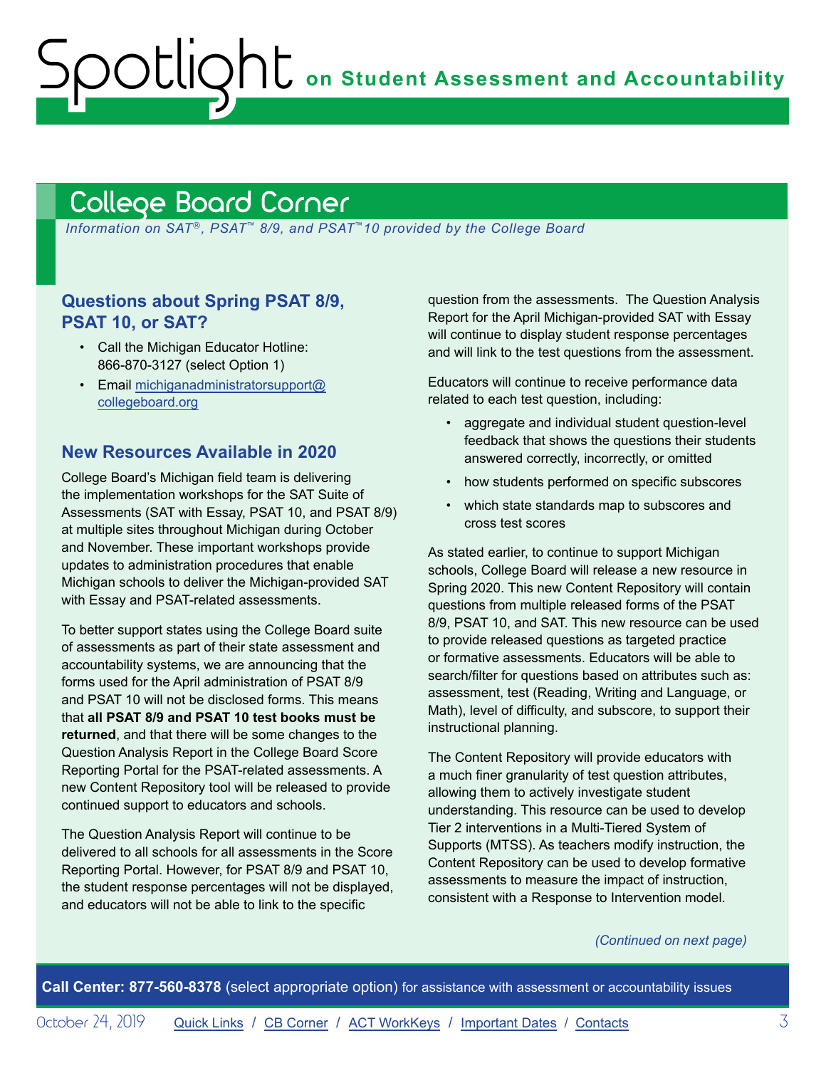## College Board Corner

*Information on SAT®, PSAT™ 8/9, and PSAT™10 provided by the College Board*

### Questions about Spring PSAT 8/9, PSAT 10, or SAT?

- Call the Michigan Educator Hotline: 866-870-3127 (select Option 1)
- Email michiganadministratorsupport@collegeboard.org

### New Resources Available in 2020

College Board's Michigan field team is delivering the implementation workshops for the SAT Suite of Assessments (SAT with Essay, PSAT 10, and PSAT 8/9) at multiple sites throughout Michigan during October and November. These important workshops provide updates to administration procedures that enable Michigan schools to deliver the Michigan-provided SAT with Essay and PSAT-related assessments.

To better support states using the College Board suite of assessments as part of their state assessment and accountability systems, we are announcing that the forms used for the April administration of PSAT 8/9 and PSAT 10 will not be disclosed forms. This means that **all PSAT 8/9 and PSAT 10 test books must be returned**, and that there will be some changes to the Question Analysis Report in the College Board Score Reporting Portal for the PSAT-related assessments. A new Content Repository tool will be released to provide continued support to educators and schools.

The Question Analysis Report will continue to be delivered to all schools for all assessments in the Score Reporting Portal. However, for PSAT 8/9 and PSAT 10, the student response percentages will not be displayed, and educators will not be able to link to the specific question from the assessments. The Question Analysis Report for the April Michigan-provided SAT with Essay will continue to display student response percentages and will link to the test questions from the assessment.

Educators will continue to receive performance data related to each test question, including:

- aggregate and individual student question-level feedback that shows the questions their students answered correctly, incorrectly, or omitted
- how students performed on specific subscores
- which state standards map to subscores and cross test scores

As stated earlier, to continue to support Michigan schools, College Board will release a new resource in Spring 2020. This new Content Repository will contain questions from multiple released forms of the PSAT 8/9, PSAT 10, and SAT. This new resource can be used to provide released questions as targeted practice or formative assessments. Educators will be able to search/filter for questions based on attributes such as: assessment, test (Reading, Writing and Language, or Math), level of difficulty, and subscore, to support their instructional planning.

The Content Repository will provide educators with a much finer granularity of test question attributes, allowing them to actively investigate student understanding. This resource can be used to develop Tier 2 interventions in a Multi-Tiered System of Supports (MTSS). As teachers modify instruction, the Content Repository can be used to develop formative assessments to measure the impact of instruction, consistent with a Response to Intervention model.

*(Continued on next page)*

**Call Center: 877-560-8378** (select appropriate option) for assistance with assessment or accountability issues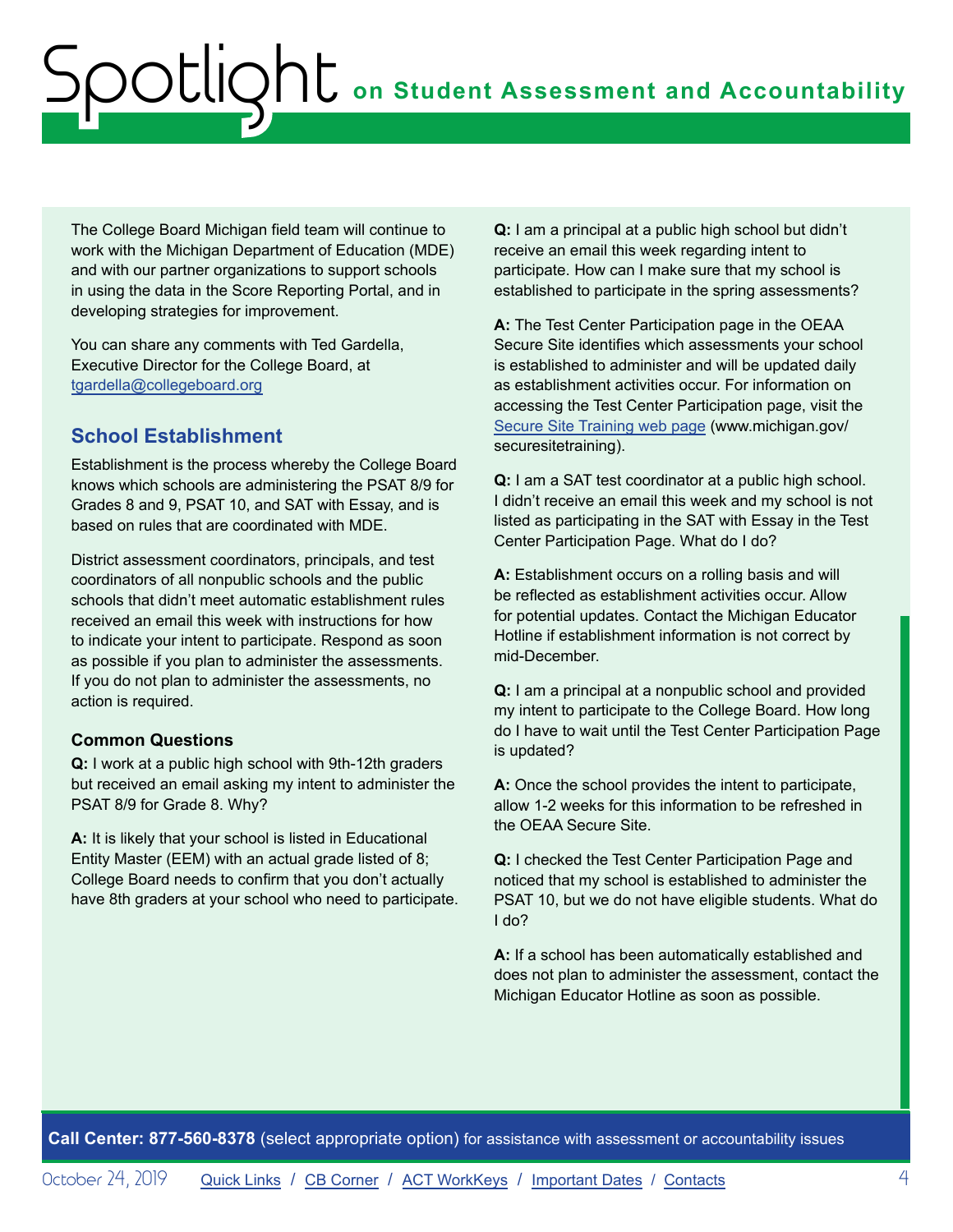The College Board Michigan field team will continue to work with the Michigan Department of Education (MDE) and with our partner organizations to support schools in using the data in the Score Reporting Portal, and in developing strategies for improvement.

You can share any comments with Ted Gardella, Executive Director for the College Board, at [tgardella@collegeboard.org](mailto:tgardella@collegeboard.org)

## School Establishment

Establishment is the process whereby the College Board knows which schools are administering the PSAT 8/9 for Grades 8 and 9, PSAT 10, and SAT with Essay, and is based on rules that are coordinated with MDE.

District assessment coordinators, principals, and test coordinators of all nonpublic schools and the public schools that didn't meet automatic establishment rules received an email this week with instructions for how to indicate your intent to participate. Respond as soon as possible if you plan to administer the assessments. If you do not plan to administer the assessments, no action is required.

### Common Questions

**Q:** I work at a public high school with 9th-12th graders but received an email asking my intent to administer the PSAT 8/9 for Grade 8. Why?

**A:** It is likely that your school is listed in Educational Entity Master (EEM) with an actual grade listed of 8; College Board needs to confirm that you don't actually have 8th graders at your school who need to participate.

**Q:** I am a principal at a public high school but didn't receive an email this week regarding intent to participate. How can I make sure that my school is established to participate in the spring assessments?

**A:** The Test Center Participation page in the OEAA Secure Site identifies which assessments your school is established to administer and will be updated daily as establishment activities occur. For information on accessing the Test Center Participation page, visit the Secure Site Training web page (www.michigan.gov/securesitetraining).

**Q:** I am a SAT test coordinator at a public high school. I didn't receive an email this week and my school is not listed as participating in the SAT with Essay in the Test Center Participation Page. What do I do?

**A:** Establishment occurs on a rolling basis and will be reflected as establishment activities occur. Allow for potential updates. Contact the Michigan Educator Hotline if establishment information is not correct by mid-December.

**Q:** I am a principal at a nonpublic school and provided my intent to participate to the College Board. How long do I have to wait until the Test Center Participation Page is updated?

**A:** Once the school provides the intent to participate, allow 1-2 weeks for this information to be refreshed in the OEAA Secure Site.

**Q:** I checked the Test Center Participation Page and noticed that my school is established to administer the PSAT 10, but we do not have eligible students. What do I do?

**A:** If a school has been automatically established and does not plan to administer the assessment, contact the Michigan Educator Hotline as soon as possible.

**Call Center: 877-560-8378** (select appropriate option) for assistance with assessment or accountability issues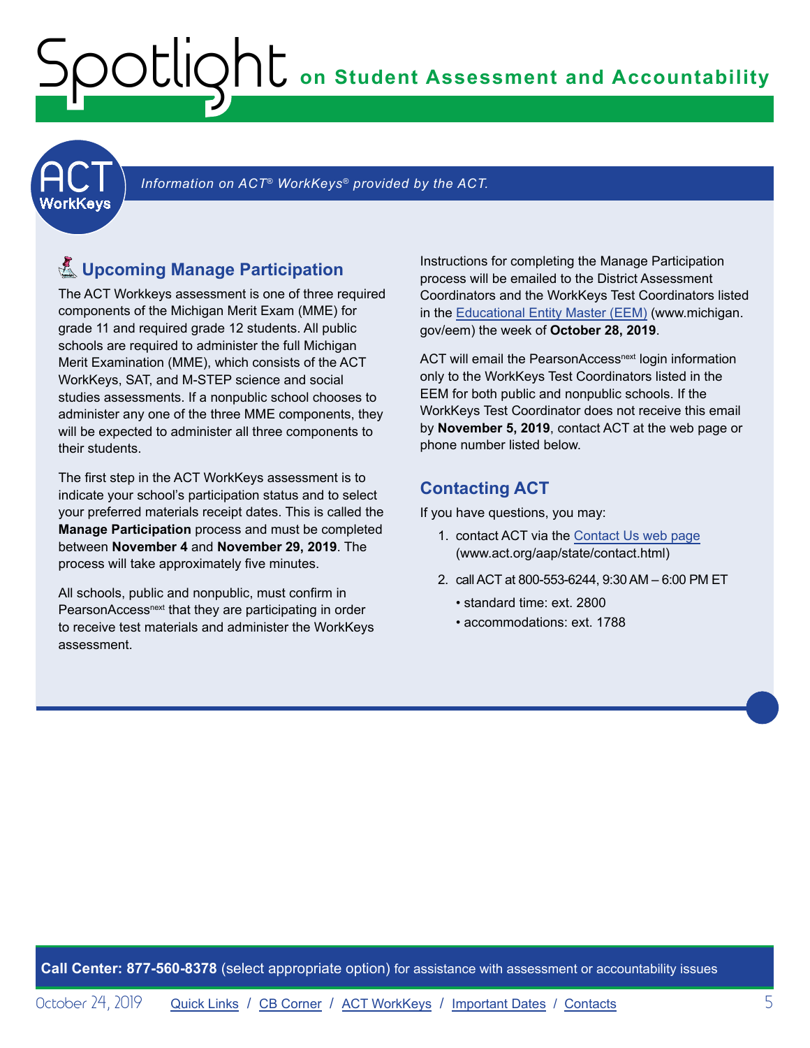# Spotlight on Student Assessment and Accountability

## ACT WorkKeys

*Information on ACT® WorkKeys® provided by the ACT.*

### Upcoming Manage Participation

The ACT Workkeys assessment is one of three required components of the Michigan Merit Exam (MME) for grade 11 and required grade 12 students. All public schools are required to administer the full Michigan Merit Examination (MME), which consists of the ACT WorkKeys, SAT, and M-STEP science and social studies assessments. If a nonpublic school chooses to administer any one of the three MME components, they will be expected to administer all three components to their students.

The first step in the ACT WorkKeys assessment is to indicate your school's participation status and to select your preferred materials receipt dates. This is called the **Manage Participation** process and must be completed between **November 4** and **November 29, 2019**. The process will take approximately five minutes.

All schools, public and nonpublic, must confirm in PearsonAccess^next that they are participating in order to receive test materials and administer the WorkKeys assessment.

Instructions for completing the Manage Participation process will be emailed to the District Assessment Coordinators and the WorkKeys Test Coordinators listed in the Educational Entity Master (EEM) (www.michigan.gov/eem) the week of **October 28, 2019**.

ACT will email the PearsonAccess^next login information only to the WorkKeys Test Coordinators listed in the EEM for both public and nonpublic schools. If the WorkKeys Test Coordinator does not receive this email by **November 5, 2019**, contact ACT at the web page or phone number listed below.

### Contacting ACT

If you have questions, you may:

1. contact ACT via the Contact Us web page (www.act.org/aap/state/contact.html)
2. call ACT at 800-553-6244, 9:30 AM – 6:00 PM ET
   - standard time: ext. 2800
   - accommodations: ext. 1788

**Call Center: 877-560-8378** (select appropriate option) for assistance with assessment or accountability issues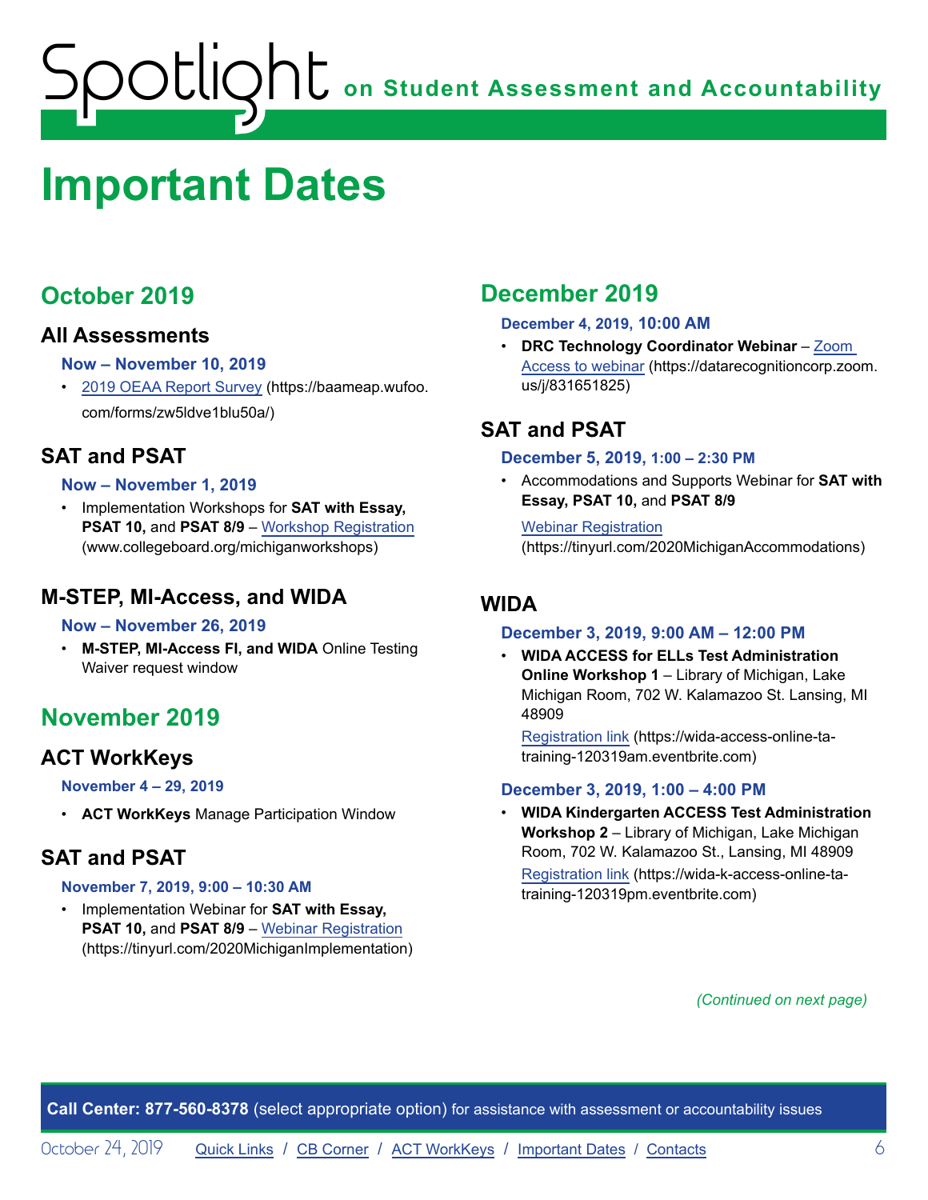# Important Dates

## October 2019

### All Assessments

**Now – November 10, 2019**

- 2019 OEAA Report Survey (https://baameap.wufoo.com/forms/zw5ldve1blu50a/)

### SAT and PSAT

**Now – November 1, 2019**

- Implementation Workshops for **SAT with Essay, PSAT 10,** and **PSAT 8/9** – Workshop Registration (www.collegeboard.org/michiganworkshops)

### M-STEP, MI-Access, and WIDA

**Now – November 26, 2019**

- **M-STEP, MI-Access FI, and WIDA** Online Testing Waiver request window

## November 2019

### ACT WorkKeys

**November 4 – 29, 2019**

- **ACT WorkKeys** Manage Participation Window

### SAT and PSAT

**November 7, 2019, 9:00 – 10:30 AM**

- Implementation Webinar for **SAT with Essay, PSAT 10,** and **PSAT 8/9** – Webinar Registration (https://tinyurl.com/2020MichiganImplementation)

## December 2019

**December 4, 2019, 10:00 AM**

- **DRC Technology Coordinator Webinar** – Zoom Access to webinar (https://datarecognitioncorp.zoom.us/j/831651825)

### SAT and PSAT

**December 5, 2019, 1:00 – 2:30 PM**

- Accommodations and Supports Webinar for **SAT with Essay, PSAT 10,** and **PSAT 8/9**

  Webinar Registration (https://tinyurl.com/2020MichiganAccommodations)

### WIDA

**December 3, 2019, 9:00 AM – 12:00 PM**

- **WIDA ACCESS for ELLs Test Administration Online Workshop 1** – Library of Michigan, Lake Michigan Room, 702 W. Kalamazoo St. Lansing, MI 48909

  Registration link (https://wida-access-online-ta-training-120319am.eventbrite.com)

**December 3, 2019, 1:00 – 4:00 PM**

- **WIDA Kindergarten ACCESS Test Administration Workshop 2** – Library of Michigan, Lake Michigan Room, 702 W. Kalamazoo St., Lansing, MI 48909

  Registration link (https://wida-k-access-online-ta-training-120319pm.eventbrite.com)

*(Continued on next page)*

**Call Center: 877-560-8378** (select appropriate option) for assistance with assessment or accountability issues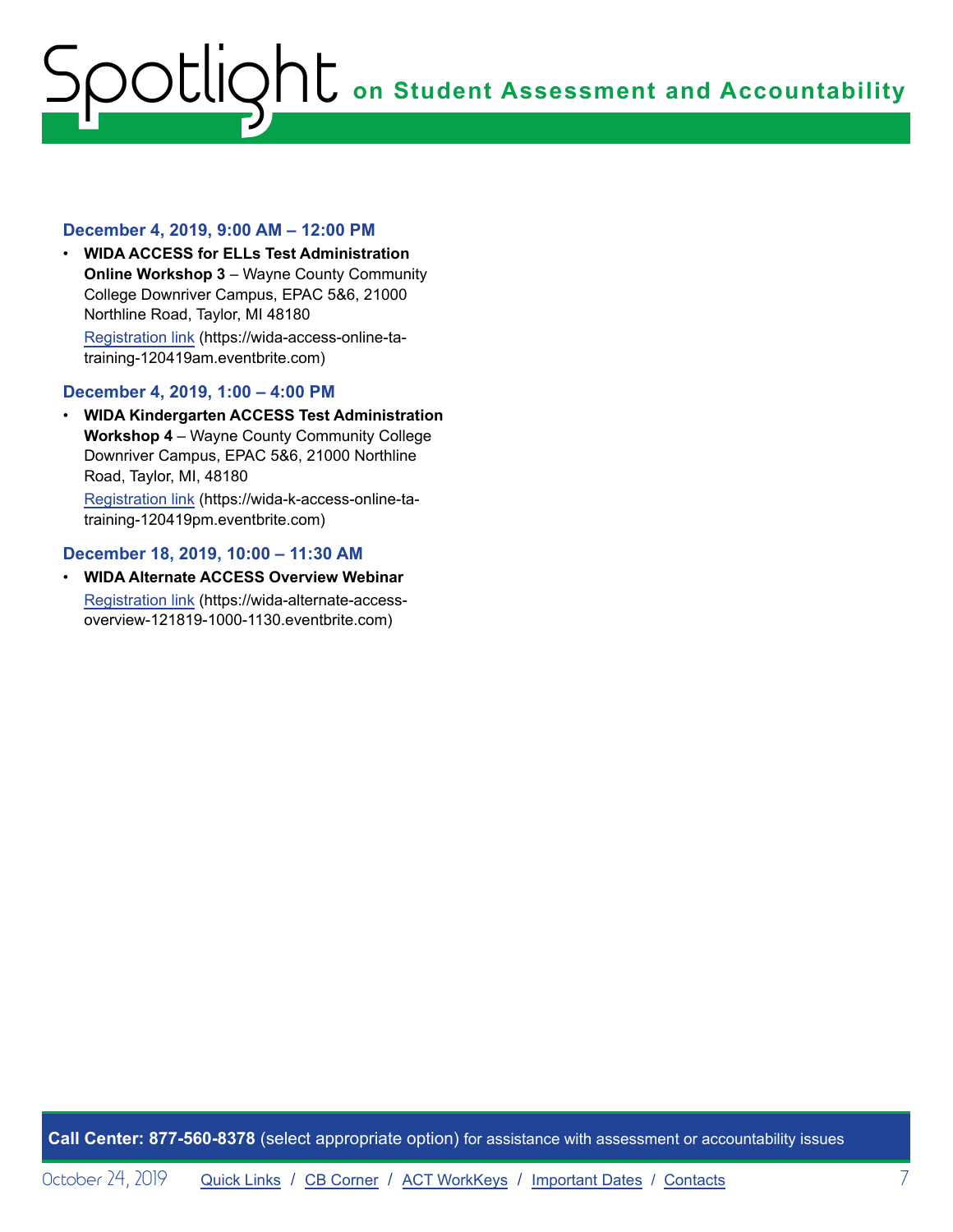### December 4, 2019, 9:00 AM – 12:00 PM

- **WIDA ACCESS for ELLs Test Administration Online Workshop 3** – Wayne County Community College Downriver Campus, EPAC 5&6, 21000 Northline Road, Taylor, MI 48180
  Registration link (https://wida-access-online-ta-training-120419am.eventbrite.com)

### December 4, 2019, 1:00 – 4:00 PM

- **WIDA Kindergarten ACCESS Test Administration Workshop 4** – Wayne County Community College Downriver Campus, EPAC 5&6, 21000 Northline Road, Taylor, MI, 48180
  Registration link (https://wida-k-access-online-ta-training-120419pm.eventbrite.com)

### December 18, 2019, 10:00 – 11:30 AM

- **WIDA Alternate ACCESS Overview Webinar**
  Registration link (https://wida-alternate-access-overview-121819-1000-1130.eventbrite.com)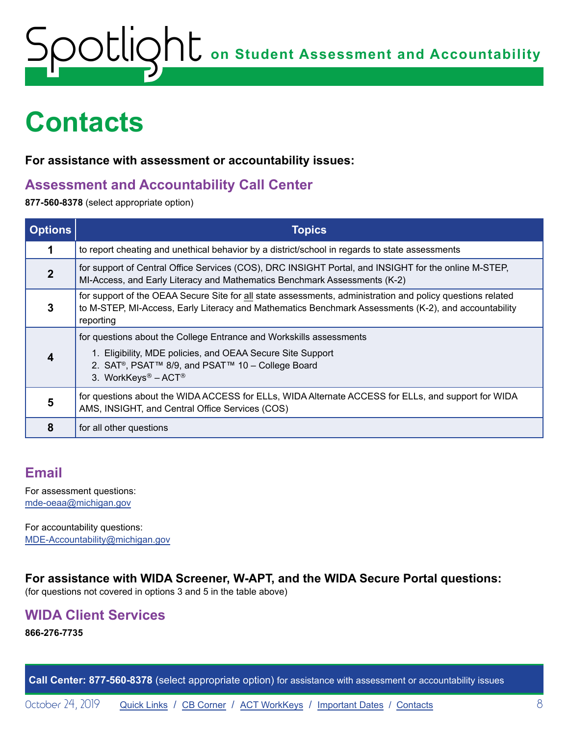# Contacts

**For assistance with assessment or accountability issues:**

## Assessment and Accountability Call Center

**877-560-8378** (select appropriate option)

| Options | Topics |
|---|---|
| **1** | to report cheating and unethical behavior by a district/school in regards to state assessments |
| **2** | for support of Central Office Services (COS), DRC INSIGHT Portal, and INSIGHT for the online M-STEP, MI-Access, and Early Literacy and Mathematics Benchmark Assessments (K-2) |
| **3** | for support of the OEAA Secure Site for all state assessments, administration and policy questions related to M-STEP, MI-Access, Early Literacy and Mathematics Benchmark Assessments (K-2), and accountability reporting |
| **4** | for questions about the College Entrance and Workskills assessments<br>1. Eligibility, MDE policies, and OEAA Secure Site Support<br>2. SAT®, PSAT™ 8/9, and PSAT™ 10 – College Board<br>3. WorkKeys® – ACT® |
| **5** | for questions about the WIDA ACCESS for ELLs, WIDA Alternate ACCESS for ELLs, and support for WIDA AMS, INSIGHT, and Central Office Services (COS) |
| **8** | for all other questions |

## Email

For assessment questions:
mde-oeaa@michigan.gov

For accountability questions:
MDE-Accountability@michigan.gov

**For assistance with WIDA Screener, W-APT, and the WIDA Secure Portal questions:**
(for questions not covered in options 3 and 5 in the table above)

## WIDA Client Services

**866-276-7735**

**Call Center: 877-560-8378** (select appropriate option) for assistance with assessment or accountability issues